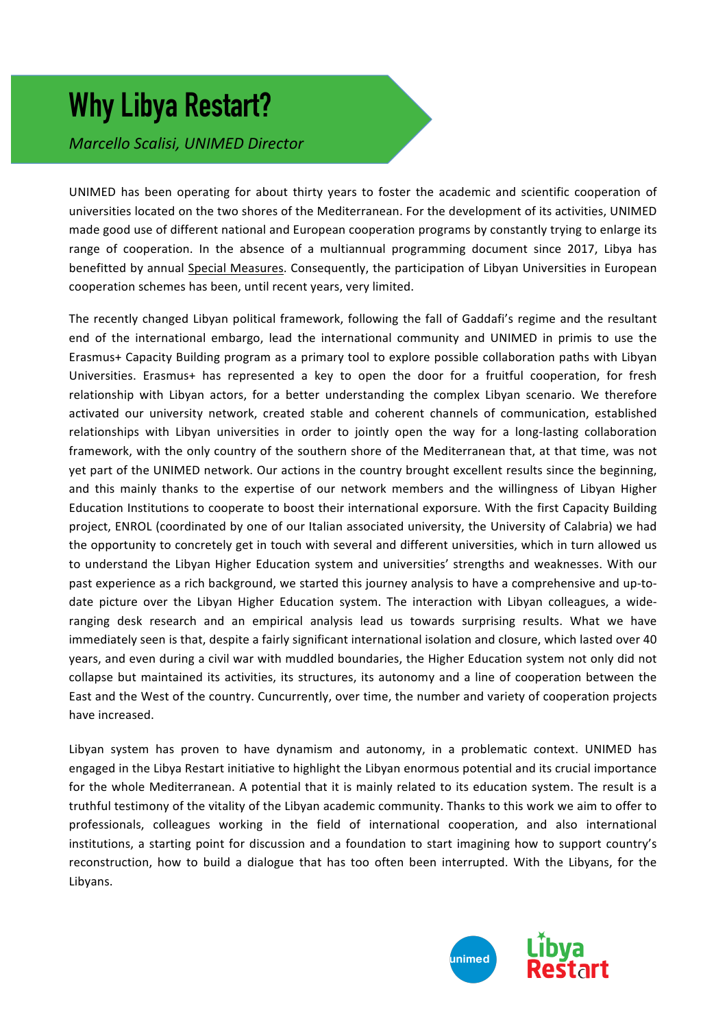# Why Libya Restart?

*Marcello Scalisi, UNIMED Director*

UNIMED has been operating for about thirty years to foster the academic and scientific cooperation of universities located on the two shores of the Mediterranean. For the development of its activities, UNIMED made good use of different national and European cooperation programs by constantly trying to enlarge its range of cooperation. In the absence of a multiannual programming document since 2017, Libya has benefitted by annual Special Measures. Consequently, the participation of Libyan Universities in European cooperation schemes has been, until recent years, very limited.

The recently changed Libyan political framework, following the fall of Gaddafi's regime and the resultant end of the international embargo, lead the international community and UNIMED in primis to use the Erasmus+ Capacity Building program as a primary tool to explore possible collaboration paths with Libyan Universities. Erasmus+ has represented a key to open the door for a fruitful cooperation, for fresh relationship with Libyan actors, for a better understanding the complex Libyan scenario. We therefore activated our university network, created stable and coherent channels of communication, established relationships with Libyan universities in order to jointly open the way for a long-lasting collaboration framework, with the only country of the southern shore of the Mediterranean that, at that time, was not yet part of the UNIMED network. Our actions in the country brought excellent results since the beginning, and this mainly thanks to the expertise of our network members and the willingness of Libyan Higher Education Institutions to cooperate to boost their international exporsure. With the first Capacity Building project, ENROL (coordinated by one of our Italian associated university, the University of Calabria) we had the opportunity to concretely get in touch with several and different universities, which in turn allowed us to understand the Libyan Higher Education system and universities' strengths and weaknesses. With our past experience as a rich background, we started this journey analysis to have a comprehensive and up-to-date picture over the Libyan Higher Education system. The interaction with Libyan colleagues, a wide-ranging desk research and an empirical analysis lead us towards surprising results. What we have immediately seen is that, despite a fairly significant international isolation and closure, which lasted over 40 years, and even during a civil war with muddled boundaries, the Higher Education system not only did not collapse but maintained its activities, its structures, its autonomy and a line of cooperation between the East and the West of the country. Cuncurrently, over time, the number and variety of cooperation projects have increased.

Libyan system has proven to have dynamism and autonomy, in a problematic context. UNIMED has engaged in the Libya Restart initiative to highlight the Libyan enormous potential and its crucial importance for the whole Mediterranean. A potential that it is mainly related to its education system. The result is a truthful testimony of the vitality of the Libyan academic community. Thanks to this work we aim to offer to professionals, colleagues working in the field of international cooperation, and also international institutions, a starting point for discussion and a foundation to start imagining how to support country's reconstruction, how to build a dialogue that has too often been interrupted. With the Libyans, for the Libyans.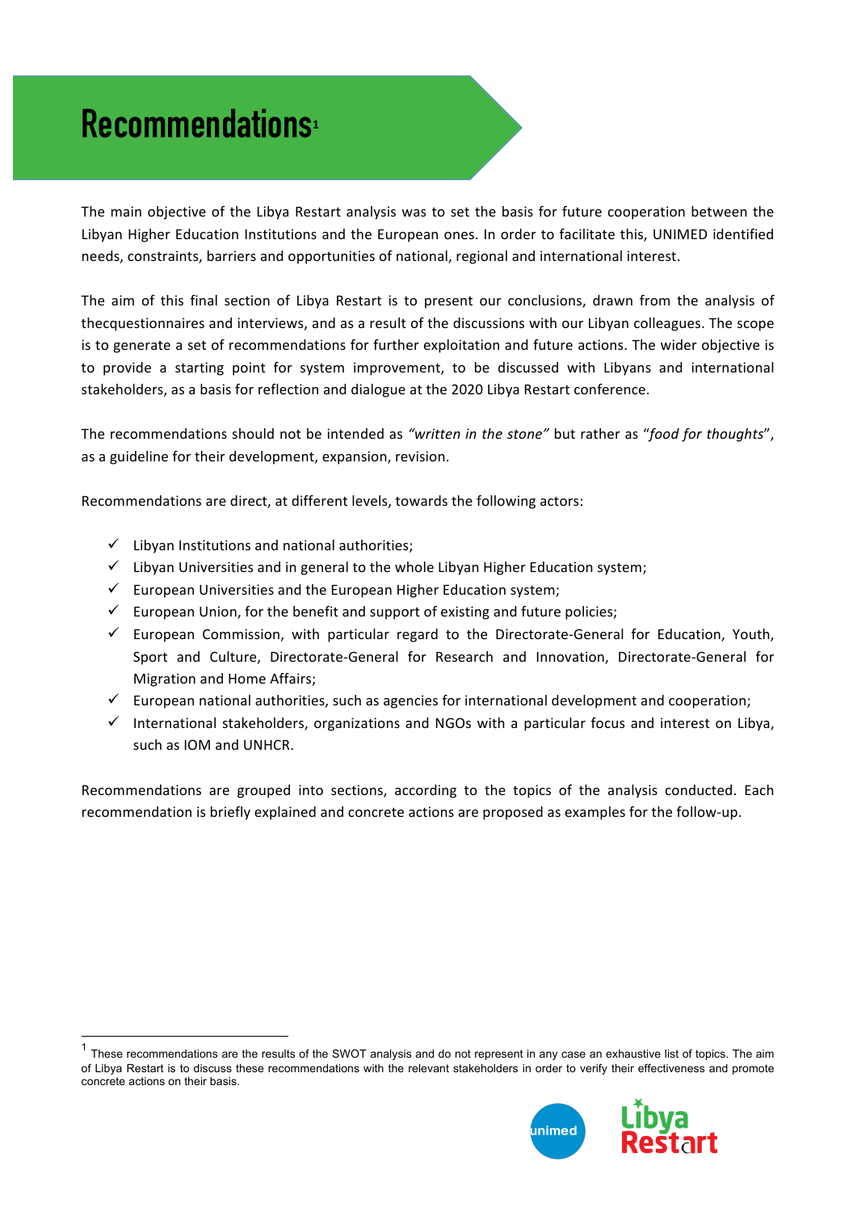# Recommendations[1]

The main objective of the Libya Restart analysis was to set the basis for future cooperation between the Libyan Higher Education Institutions and the European ones. In order to facilitate this, UNIMED identified needs, constraints, barriers and opportunities of national, regional and international interest.

The aim of this final section of Libya Restart is to present our conclusions, drawn from the analysis of thecquestionnaires and interviews, and as a result of the discussions with our Libyan colleagues. The scope is to generate a set of recommendations for further exploitation and future actions. The wider objective is to provide a starting point for system improvement, to be discussed with Libyans and international stakeholders, as a basis for reflection and dialogue at the 2020 Libya Restart conference.

The recommendations should not be intended as *"written in the stone"* but rather as "*food for thoughts*", as a guideline for their development, expansion, revision.

Recommendations are direct, at different levels, towards the following actors:

- ✓ Libyan Institutions and national authorities;
- ✓ Libyan Universities and in general to the whole Libyan Higher Education system;
- ✓ European Universities and the European Higher Education system;
- ✓ European Union, for the benefit and support of existing and future policies;
- ✓ European Commission, with particular regard to the Directorate-General for Education, Youth, Sport and Culture, Directorate-General for Research and Innovation, Directorate-General for Migration and Home Affairs;
- ✓ European national authorities, such as agencies for international development and cooperation;
- ✓ International stakeholders, organizations and NGOs with a particular focus and interest on Libya, such as IOM and UNHCR.

Recommendations are grouped into sections, according to the topics of the analysis conducted. Each recommendation is briefly explained and concrete actions are proposed as examples for the follow-up.

---

[1] These recommendations are the results of the SWOT analysis and do not represent in any case an exhaustive list of topics. The aim of Libya Restart is to discuss these recommendations with the relevant stakeholders in order to verify their effectiveness and promote concrete actions on their basis.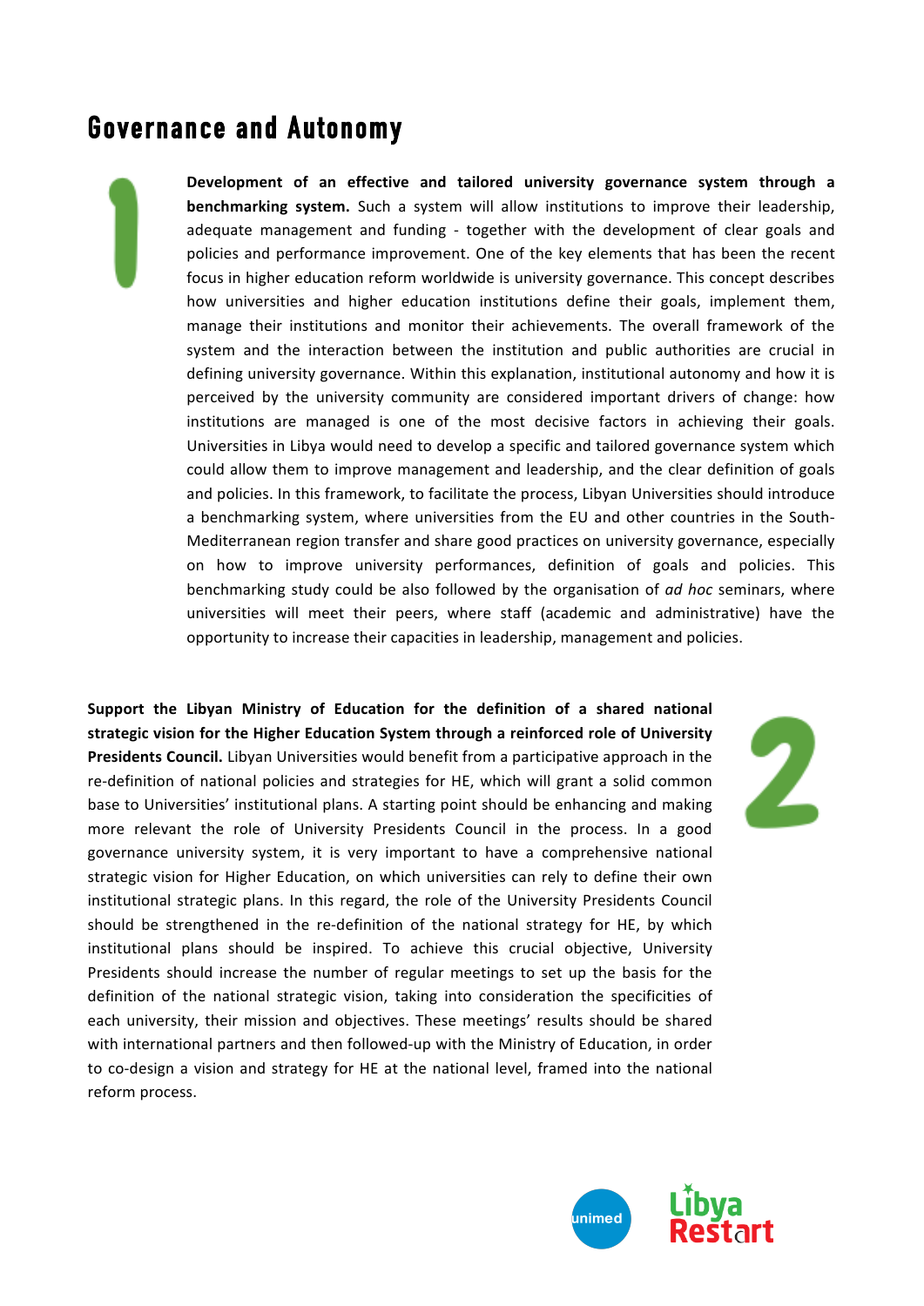# Governance and Autonomy

1

**Development of an effective and tailored university governance system through a benchmarking system.** Such a system will allow institutions to improve their leadership, adequate management and funding - together with the development of clear goals and policies and performance improvement. One of the key elements that has been the recent focus in higher education reform worldwide is university governance. This concept describes how universities and higher education institutions define their goals, implement them, manage their institutions and monitor their achievements. The overall framework of the system and the interaction between the institution and public authorities are crucial in defining university governance. Within this explanation, institutional autonomy and how it is perceived by the university community are considered important drivers of change: how institutions are managed is one of the most decisive factors in achieving their goals. Universities in Libya would need to develop a specific and tailored governance system which could allow them to improve management and leadership, and the clear definition of goals and policies. In this framework, to facilitate the process, Libyan Universities should introduce a benchmarking system, where universities from the EU and other countries in the South-Mediterranean region transfer and share good practices on university governance, especially on how to improve university performances, definition of goals and policies. This benchmarking study could be also followed by the organisation of *ad hoc* seminars, where universities will meet their peers, where staff (academic and administrative) have the opportunity to increase their capacities in leadership, management and policies.

2

**Support the Libyan Ministry of Education for the definition of a shared national strategic vision for the Higher Education System through a reinforced role of University Presidents Council.** Libyan Universities would benefit from a participative approach in the re-definition of national policies and strategies for HE, which will grant a solid common base to Universities' institutional plans. A starting point should be enhancing and making more relevant the role of University Presidents Council in the process. In a good governance university system, it is very important to have a comprehensive national strategic vision for Higher Education, on which universities can rely to define their own institutional strategic plans. In this regard, the role of the University Presidents Council should be strengthened in the re-definition of the national strategy for HE, by which institutional plans should be inspired. To achieve this crucial objective, University Presidents should increase the number of regular meetings to set up the basis for the definition of the national strategic vision, taking into consideration the specificities of each university, their mission and objectives. These meetings' results should be shared with international partners and then followed-up with the Ministry of Education, in order to co-design a vision and strategy for HE at the national level, framed into the national reform process.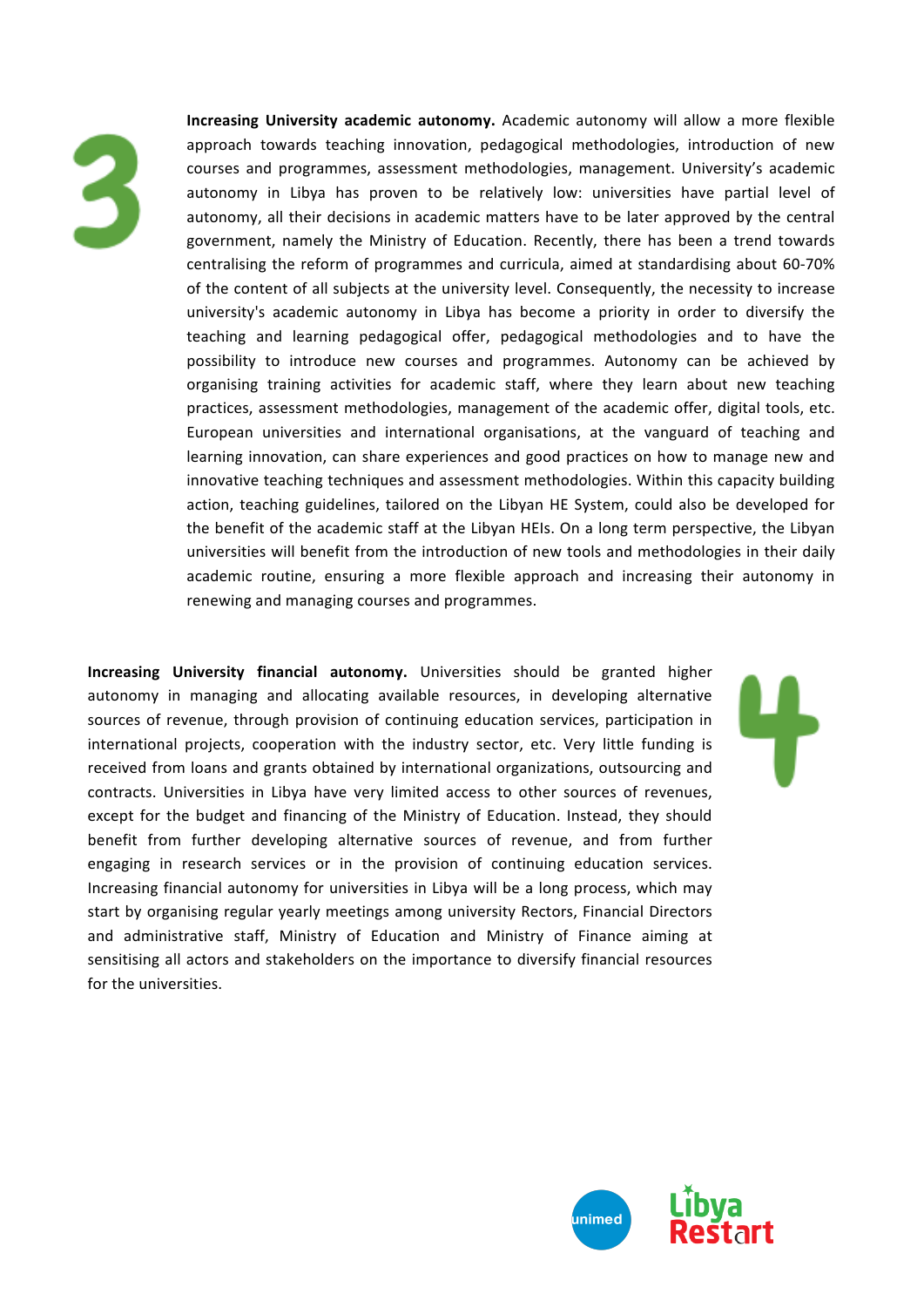3

**Increasing University academic autonomy.** Academic autonomy will allow a more flexible approach towards teaching innovation, pedagogical methodologies, introduction of new courses and programmes, assessment methodologies, management. University's academic autonomy in Libya has proven to be relatively low: universities have partial level of autonomy, all their decisions in academic matters have to be later approved by the central government, namely the Ministry of Education. Recently, there has been a trend towards centralising the reform of programmes and curricula, aimed at standardising about 60-70% of the content of all subjects at the university level. Consequently, the necessity to increase university's academic autonomy in Libya has become a priority in order to diversify the teaching and learning pedagogical offer, pedagogical methodologies and to have the possibility to introduce new courses and programmes. Autonomy can be achieved by organising training activities for academic staff, where they learn about new teaching practices, assessment methodologies, management of the academic offer, digital tools, etc. European universities and international organisations, at the vanguard of teaching and learning innovation, can share experiences and good practices on how to manage new and innovative teaching techniques and assessment methodologies. Within this capacity building action, teaching guidelines, tailored on the Libyan HE System, could also be developed for the benefit of the academic staff at the Libyan HEIs. On a long term perspective, the Libyan universities will benefit from the introduction of new tools and methodologies in their daily academic routine, ensuring a more flexible approach and increasing their autonomy in renewing and managing courses and programmes.

4

**Increasing University financial autonomy.** Universities should be granted higher autonomy in managing and allocating available resources, in developing alternative sources of revenue, through provision of continuing education services, participation in international projects, cooperation with the industry sector, etc. Very little funding is received from loans and grants obtained by international organizations, outsourcing and contracts. Universities in Libya have very limited access to other sources of revenues, except for the budget and financing of the Ministry of Education. Instead, they should benefit from further developing alternative sources of revenue, and from further engaging in research services or in the provision of continuing education services. Increasing financial autonomy for universities in Libya will be a long process, which may start by organising regular yearly meetings among university Rectors, Financial Directors and administrative staff, Ministry of Education and Ministry of Finance aiming at sensitising all actors and stakeholders on the importance to diversify financial resources for the universities.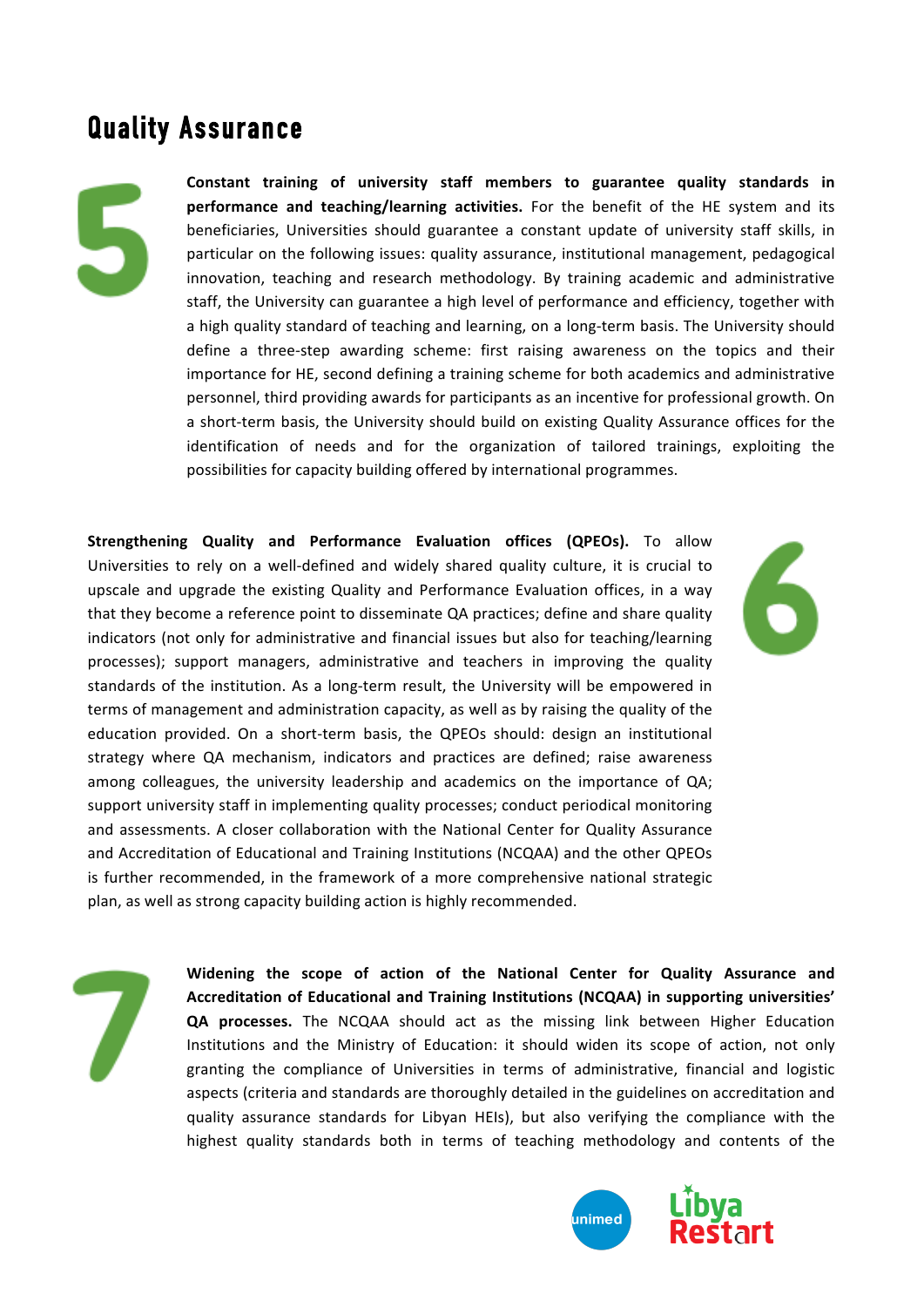# Quality Assurance

5

**Constant training of university staff members to guarantee quality standards in performance and teaching/learning activities.** For the benefit of the HE system and its beneficiaries, Universities should guarantee a constant update of university staff skills, in particular on the following issues: quality assurance, institutional management, pedagogical innovation, teaching and research methodology. By training academic and administrative staff, the University can guarantee a high level of performance and efficiency, together with a high quality standard of teaching and learning, on a long-term basis. The University should define a three-step awarding scheme: first raising awareness on the topics and their importance for HE, second defining a training scheme for both academics and administrative personnel, third providing awards for participants as an incentive for professional growth. On a short-term basis, the University should build on existing Quality Assurance offices for the identification of needs and for the organization of tailored trainings, exploiting the possibilities for capacity building offered by international programmes.

6

**Strengthening Quality and Performance Evaluation offices (QPEOs).** To allow Universities to rely on a well-defined and widely shared quality culture, it is crucial to upscale and upgrade the existing Quality and Performance Evaluation offices, in a way that they become a reference point to disseminate QA practices; define and share quality indicators (not only for administrative and financial issues but also for teaching/learning processes); support managers, administrative and teachers in improving the quality standards of the institution. As a long-term result, the University will be empowered in terms of management and administration capacity, as well as by raising the quality of the education provided. On a short-term basis, the QPEOs should: design an institutional strategy where QA mechanism, indicators and practices are defined; raise awareness among colleagues, the university leadership and academics on the importance of QA; support university staff in implementing quality processes; conduct periodical monitoring and assessments. A closer collaboration with the National Center for Quality Assurance and Accreditation of Educational and Training Institutions (NCQAA) and the other QPEOs is further recommended, in the framework of a more comprehensive national strategic plan, as well as strong capacity building action is highly recommended.

7

**Widening the scope of action of the National Center for Quality Assurance and Accreditation of Educational and Training Institutions (NCQAA) in supporting universities' QA processes.** The NCQAA should act as the missing link between Higher Education Institutions and the Ministry of Education: it should widen its scope of action, not only granting the compliance of Universities in terms of administrative, financial and logistic aspects (criteria and standards are thoroughly detailed in the guidelines on accreditation and quality assurance standards for Libyan HEIs), but also verifying the compliance with the highest quality standards both in terms of teaching methodology and contents of the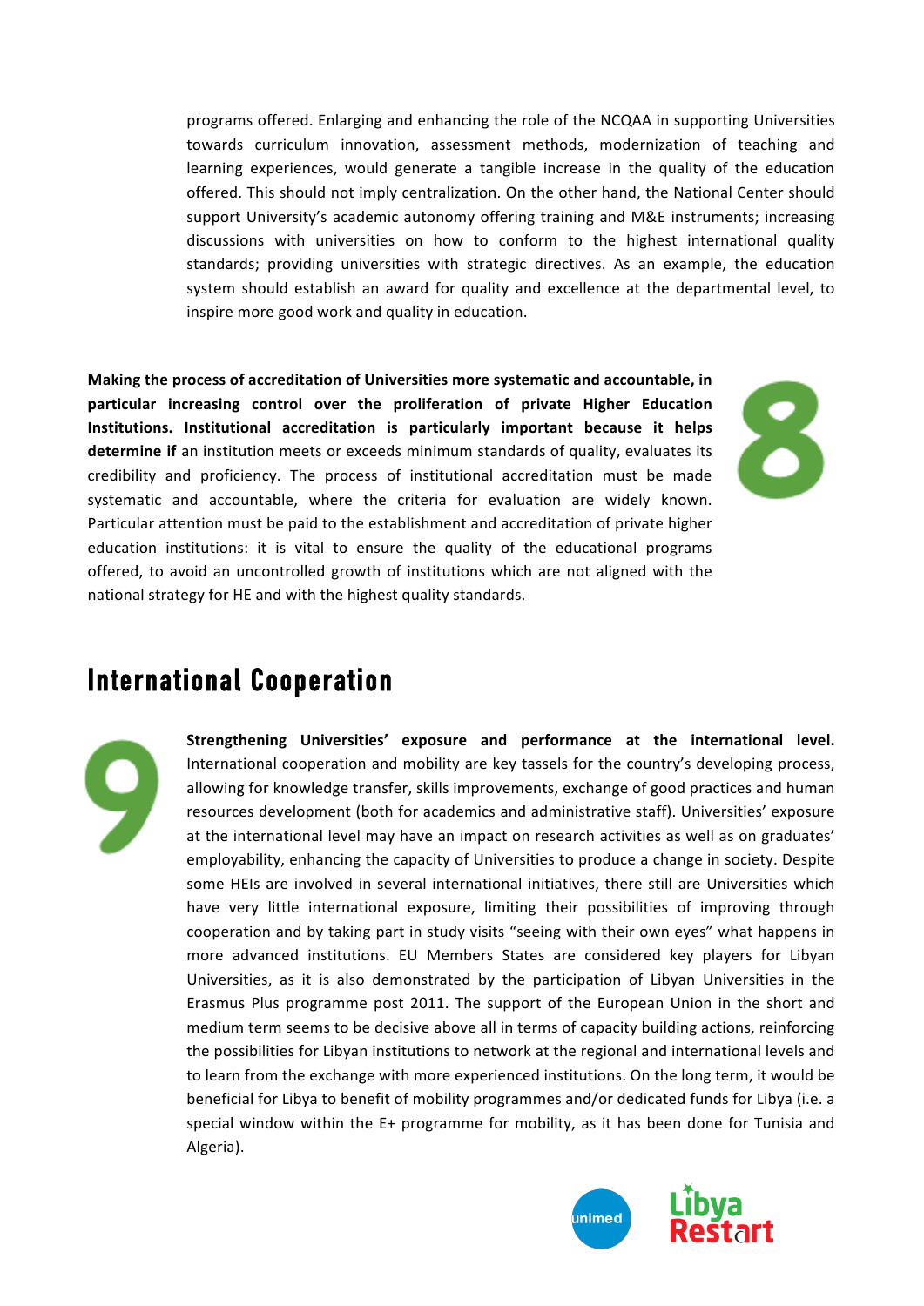programs offered. Enlarging and enhancing the role of the NCQAA in supporting Universities towards curriculum innovation, assessment methods, modernization of teaching and learning experiences, would generate a tangible increase in the quality of the education offered. This should not imply centralization. On the other hand, the National Center should support University's academic autonomy offering training and M&E instruments; increasing discussions with universities on how to conform to the highest international quality standards; providing universities with strategic directives. As an example, the education system should establish an award for quality and excellence at the departmental level, to inspire more good work and quality in education.

8

**Making the process of accreditation of Universities more systematic and accountable, in particular increasing control over the proliferation of private Higher Education Institutions. Institutional accreditation is particularly important because it helps determine if** an institution meets or exceeds minimum standards of quality, evaluates its credibility and proficiency. The process of institutional accreditation must be made systematic and accountable, where the criteria for evaluation are widely known. Particular attention must be paid to the establishment and accreditation of private higher education institutions: it is vital to ensure the quality of the educational programs offered, to avoid an uncontrolled growth of institutions which are not aligned with the national strategy for HE and with the highest quality standards.

## International Cooperation

9

**Strengthening Universities' exposure and performance at the international level.** International cooperation and mobility are key tassels for the country's developing process, allowing for knowledge transfer, skills improvements, exchange of good practices and human resources development (both for academics and administrative staff). Universities' exposure at the international level may have an impact on research activities as well as on graduates' employability, enhancing the capacity of Universities to produce a change in society. Despite some HEIs are involved in several international initiatives, there still are Universities which have very little international exposure, limiting their possibilities of improving through cooperation and by taking part in study visits "seeing with their own eyes" what happens in more advanced institutions. EU Members States are considered key players for Libyan Universities, as it is also demonstrated by the participation of Libyan Universities in the Erasmus Plus programme post 2011. The support of the European Union in the short and medium term seems to be decisive above all in terms of capacity building actions, reinforcing the possibilities for Libyan institutions to network at the regional and international levels and to learn from the exchange with more experienced institutions. On the long term, it would be beneficial for Libya to benefit of mobility programmes and/or dedicated funds for Libya (i.e. a special window within the E+ programme for mobility, as it has been done for Tunisia and Algeria).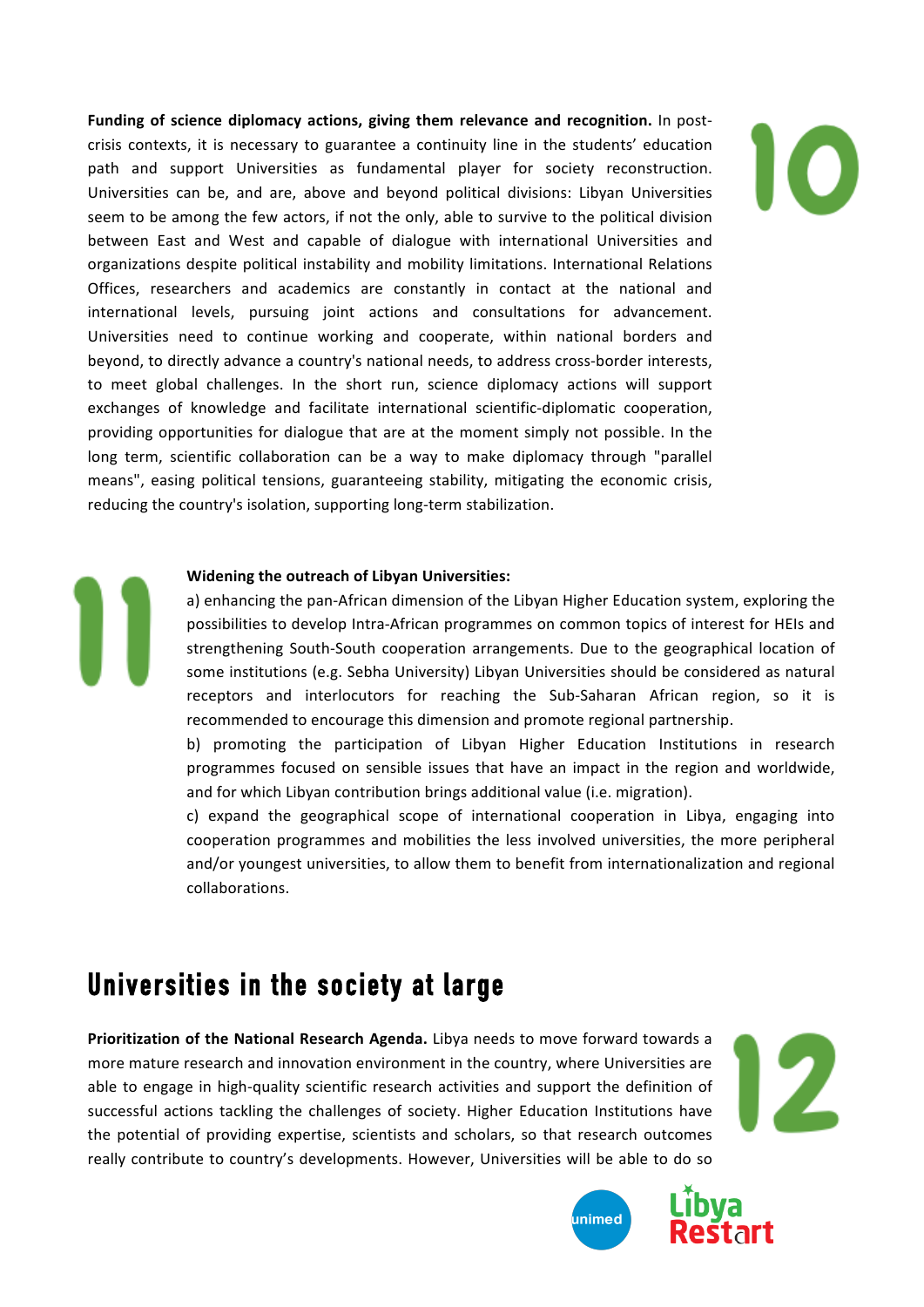10

**Funding of science diplomacy actions, giving them relevance and recognition.** In post-crisis contexts, it is necessary to guarantee a continuity line in the students' education path and support Universities as fundamental player for society reconstruction. Universities can be, and are, above and beyond political divisions: Libyan Universities seem to be among the few actors, if not the only, able to survive to the political division between East and West and capable of dialogue with international Universities and organizations despite political instability and mobility limitations. International Relations Offices, researchers and academics are constantly in contact at the national and international levels, pursuing joint actions and consultations for advancement. Universities need to continue working and cooperate, within national borders and beyond, to directly advance a country's national needs, to address cross-border interests, to meet global challenges. In the short run, science diplomacy actions will support exchanges of knowledge and facilitate international scientific-diplomatic cooperation, providing opportunities for dialogue that are at the moment simply not possible. In the long term, scientific collaboration can be a way to make diplomacy through "parallel means", easing political tensions, guaranteeing stability, mitigating the economic crisis, reducing the country's isolation, supporting long-term stabilization.

11

**Widening the outreach of Libyan Universities:**

a) enhancing the pan-African dimension of the Libyan Higher Education system, exploring the possibilities to develop Intra-African programmes on common topics of interest for HEIs and strengthening South-South cooperation arrangements. Due to the geographical location of some institutions (e.g. Sebha University) Libyan Universities should be considered as natural receptors and interlocutors for reaching the Sub-Saharan African region, so it is recommended to encourage this dimension and promote regional partnership.

b) promoting the participation of Libyan Higher Education Institutions in research programmes focused on sensible issues that have an impact in the region and worldwide, and for which Libyan contribution brings additional value (i.e. migration).

c) expand the geographical scope of international cooperation in Libya, engaging into cooperation programmes and mobilities the less involved universities, the more peripheral and/or youngest universities, to allow them to benefit from internationalization and regional collaborations.

## Universities in the society at large

12

**Prioritization of the National Research Agenda.** Libya needs to move forward towards a more mature research and innovation environment in the country, where Universities are able to engage in high-quality scientific research activities and support the definition of successful actions tackling the challenges of society. Higher Education Institutions have the potential of providing expertise, scientists and scholars, so that research outcomes really contribute to country's developments. However, Universities will be able to do so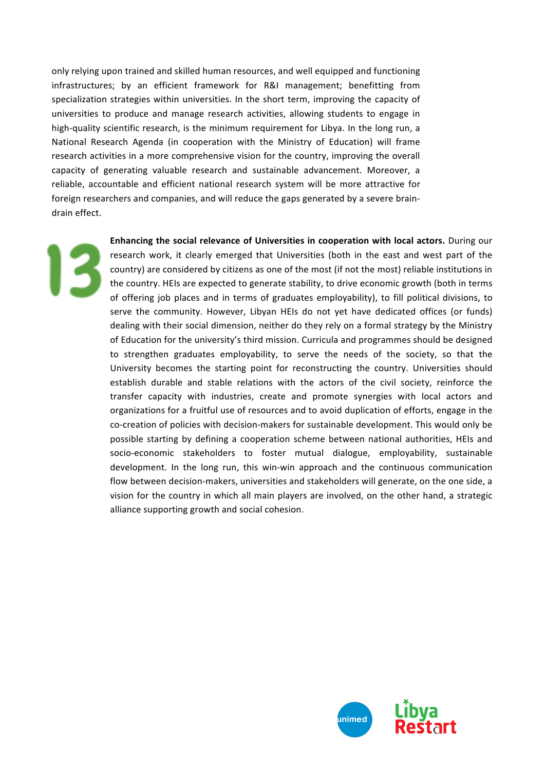only relying upon trained and skilled human resources, and well equipped and functioning infrastructures; by an efficient framework for R&I management; benefitting from specialization strategies within universities. In the short term, improving the capacity of universities to produce and manage research activities, allowing students to engage in high-quality scientific research, is the minimum requirement for Libya. In the long run, a National Research Agenda (in cooperation with the Ministry of Education) will frame research activities in a more comprehensive vision for the country, improving the overall capacity of generating valuable research and sustainable advancement. Moreover, a reliable, accountable and efficient national research system will be more attractive for foreign researchers and companies, and will reduce the gaps generated by a severe brain-drain effect.

13

**Enhancing the social relevance of Universities in cooperation with local actors.** During our research work, it clearly emerged that Universities (both in the east and west part of the country) are considered by citizens as one of the most (if not the most) reliable institutions in the country. HEIs are expected to generate stability, to drive economic growth (both in terms of offering job places and in terms of graduates employability), to fill political divisions, to serve the community. However, Libyan HEIs do not yet have dedicated offices (or funds) dealing with their social dimension, neither do they rely on a formal strategy by the Ministry of Education for the university's third mission. Curricula and programmes should be designed to strengthen graduates employability, to serve the needs of the society, so that the University becomes the starting point for reconstructing the country. Universities should establish durable and stable relations with the actors of the civil society, reinforce the transfer capacity with industries, create and promote synergies with local actors and organizations for a fruitful use of resources and to avoid duplication of efforts, engage in the co-creation of policies with decision-makers for sustainable development. This would only be possible starting by defining a cooperation scheme between national authorities, HEIs and socio-economic stakeholders to foster mutual dialogue, employability, sustainable development. In the long run, this win-win approach and the continuous communication flow between decision-makers, universities and stakeholders will generate, on the one side, a vision for the country in which all main players are involved, on the other hand, a strategic alliance supporting growth and social cohesion.